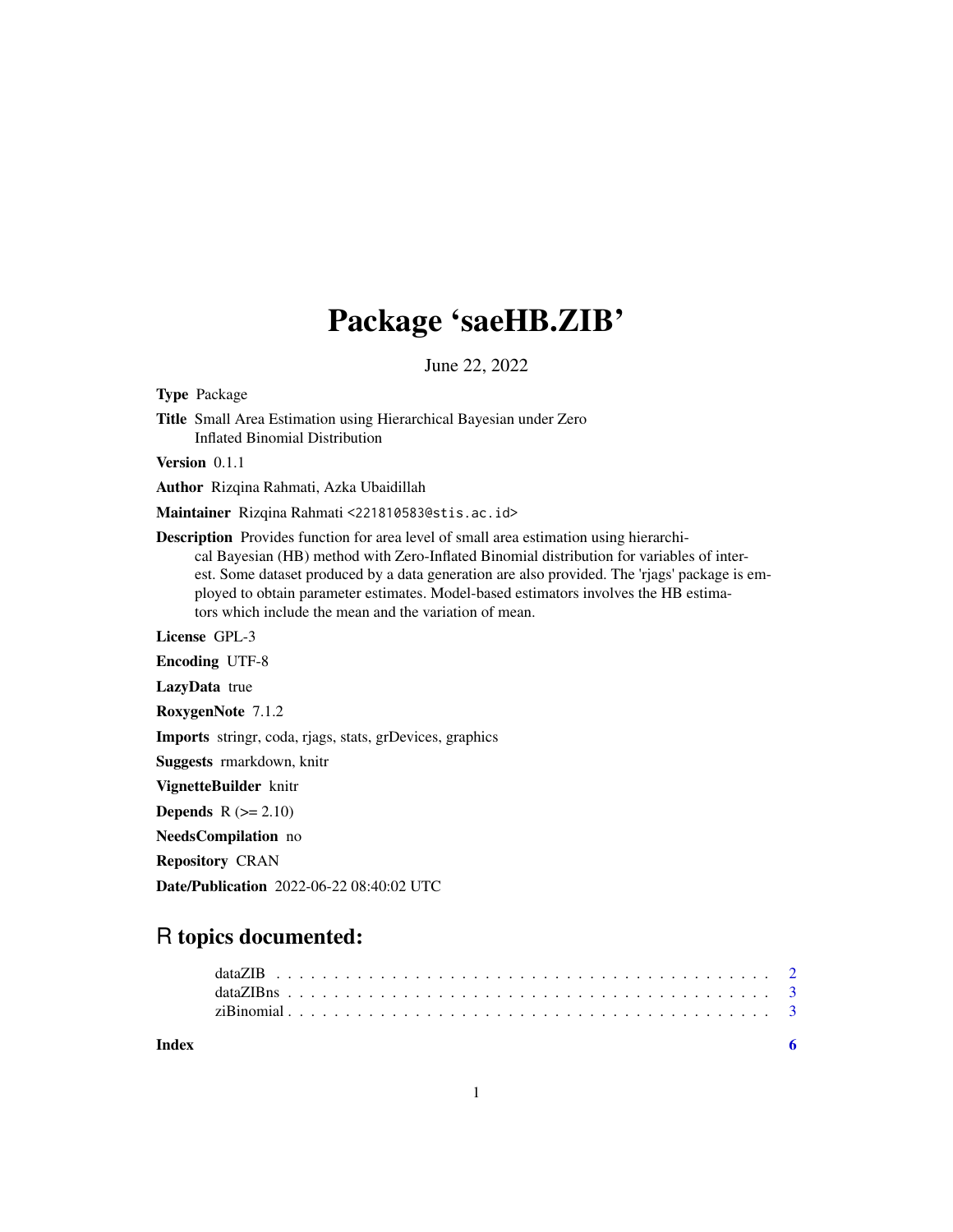# Package 'saeHB.ZIB'

June 22, 2022

**Type** Package

**Title** Small Area Estimation using Hierarchical Bayesian under Zero Inflated Binomial Distribution

**Version** 0.1.1

**Author** Rizqina Rahmati, Azka Ubaidillah

**Maintainer** Rizqina Rahmati <221810583@stis.ac.id>

**Description** Provides function for area level of small area estimation using hierarchical Bayesian (HB) method with Zero-Inflated Binomial distribution for variables of interest. Some dataset produced by a data generation are also provided. The 'rjags' package is employed to obtain parameter estimates. Model-based estimators involves the HB estimators which include the mean and the variation of mean.

**License** GPL-3

**Encoding** UTF-8

**LazyData** true

**RoxygenNote** 7.1.2

**Imports** stringr, coda, rjags, stats, grDevices, graphics

**Suggests** rmarkdown, knitr

**VignetteBuilder** knitr

**Depends** R (>= 2.10)

**NeedsCompilation** no

**Repository** CRAN

**Date/Publication** 2022-06-22 08:40:02 UTC

## R topics documented:

- dataZIB . . . . . . . . . . . . . . . . . . . . . . . . . . . . . . . . . . . . . . . . . . 2
- dataZIBns . . . . . . . . . . . . . . . . . . . . . . . . . . . . . . . . . . . . . . . . . 3
- ziBinomial . . . . . . . . . . . . . . . . . . . . . . . . . . . . . . . . . . . . . . . . . 3

**Index** 6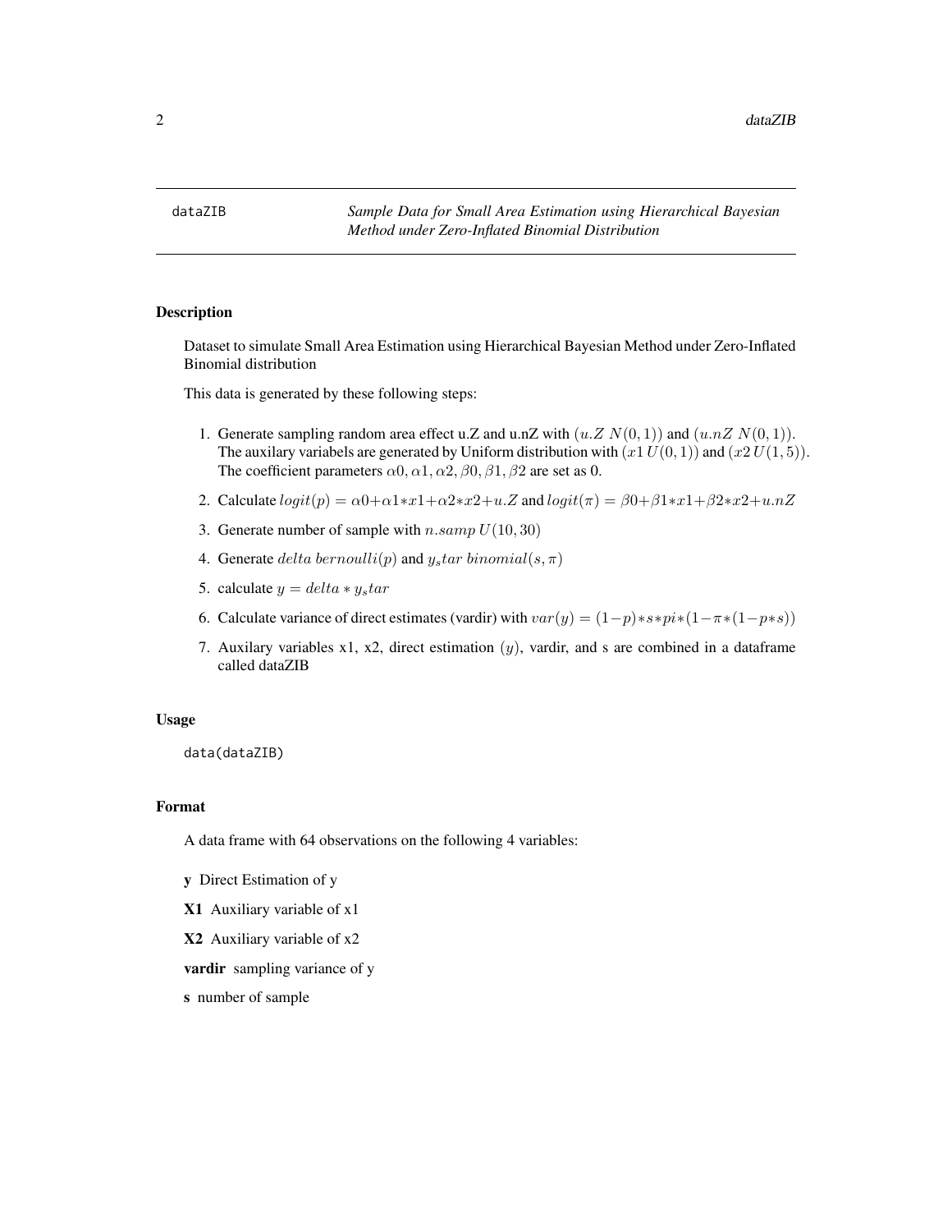dataZIB *Sample Data for Small Area Estimation using Hierarchical Bayesian Method under Zero-Inflated Binomial Distribution*

## Description

Dataset to simulate Small Area Estimation using Hierarchical Bayesian Method under Zero-Inflated Binomial distribution

This data is generated by these following steps:

1. Generate sampling random area effect u.Z and u.nZ with $(u.Z\ N(0,1))$ and $(u.nZ\ N(0,1))$. The auxilary variabels are generated by Uniform distribution with $(x1\ U(0,1))$ and $(x2\ U(1,5))$. The coefficient parameters $\alpha0, \alpha1, \alpha2, \beta0, \beta1, \beta2$ are set as 0.
2. Calculate $logit(p) = \alpha0 + \alpha1 * x1 + \alpha2 * x2 + u.Z$ and $logit(\pi) = \beta0 + \beta1 * x1 + \beta2 * x2 + u.nZ$
3. Generate number of sample with $n.samp\ U(10,30)$
4. Generate $delta\ bernoulli(p)$ and $y_star\ binomial(s,\pi)$
5. calculate $y = delta * y_star$
6. Calculate variance of direct estimates (vardir) with $var(y) = (1-p)*s*pi*(1-\pi*(1-p*s))$
7. Auxilary variables x1, x2, direct estimation $(y)$, vardir, and s are combined in a dataframe called dataZIB

## Usage

```
data(dataZIB)
```

## Format

A data frame with 64 observations on the following 4 variables:

**y** Direct Estimation of y

**X1** Auxiliary variable of x1

**X2** Auxiliary variable of x2

**vardir** sampling variance of y

**s** number of sample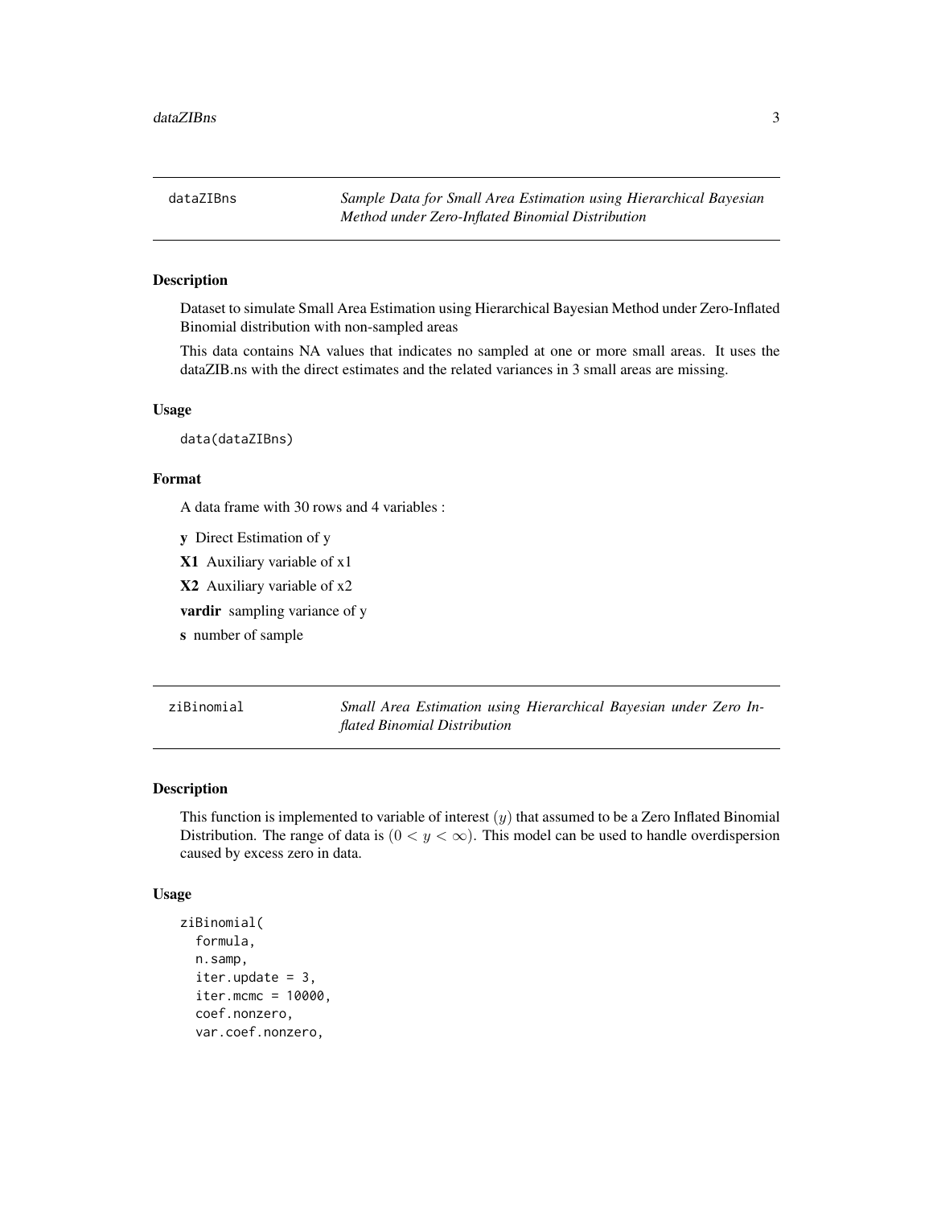## dataZIBns — *Sample Data for Small Area Estimation using Hierarchical Bayesian Method under Zero-Inflated Binomial Distribution*

### Description

Dataset to simulate Small Area Estimation using Hierarchical Bayesian Method under Zero-Inflated Binomial distribution with non-sampled areas

This data contains NA values that indicates no sampled at one or more small areas. It uses the dataZIB.ns with the direct estimates and the related variances in 3 small areas are missing.

### Usage

```
data(dataZIBns)
```

### Format

A data frame with 30 rows and 4 variables :

**y** Direct Estimation of y

**X1** Auxiliary variable of x1

**X2** Auxiliary variable of x2

**vardir** sampling variance of y

**s** number of sample

## ziBinomial — *Small Area Estimation using Hierarchical Bayesian under Zero Inflated Binomial Distribution*

### Description

This function is implemented to variable of interest $(y)$ that assumed to be a Zero Inflated Binomial Distribution. The range of data is $(0 < y < \infty)$. This model can be used to handle overdispersion caused by excess zero in data.

### Usage

```
ziBinomial(
  formula,
  n.samp,
  iter.update = 3,
  iter.mcmc = 10000,
  coef.nonzero,
  var.coef.nonzero,
```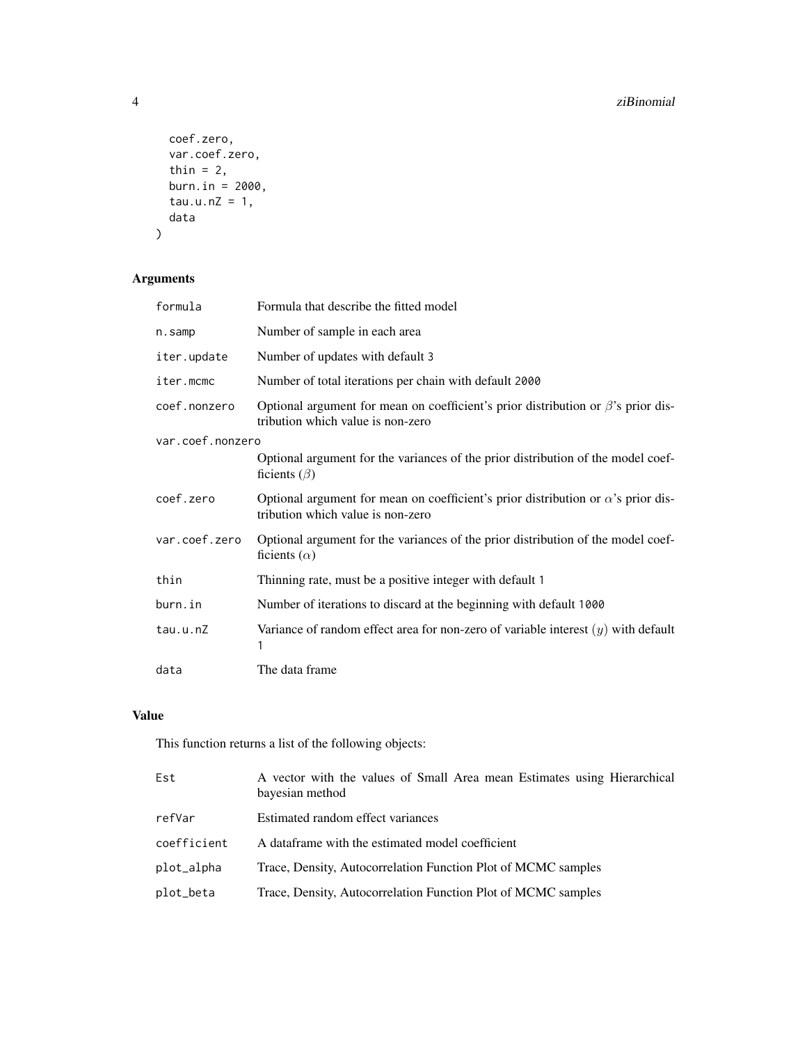```
  coef.zero,
  var.coef.zero,
  thin = 2,
  burn.in = 2000,
  tau.u.nZ = 1,
  data
)
```

## Arguments

| | |
|---|---|
| `formula` | Formula that describe the fitted model |
| `n.samp` | Number of sample in each area |
| `iter.update` | Number of updates with default 3 |
| `iter.mcmc` | Number of total iterations per chain with default 2000 |
| `coef.nonzero` | Optional argument for mean on coefficient's prior distribution or $\beta$'s prior distribution which value is non-zero |
| `var.coef.nonzero` | Optional argument for the variances of the prior distribution of the model coefficients ($\beta$) |
| `coef.zero` | Optional argument for mean on coefficient's prior distribution or $\alpha$'s prior distribution which value is non-zero |
| `var.coef.zero` | Optional argument for the variances of the prior distribution of the model coefficients ($\alpha$) |
| `thin` | Thinning rate, must be a positive integer with default 1 |
| `burn.in` | Number of iterations to discard at the beginning with default 1000 |
| `tau.u.nZ` | Variance of random effect area for non-zero of variable interest ($y$) with default 1 |
| `data` | The data frame |

## Value

This function returns a list of the following objects:

| | |
|---|---|
| `Est` | A vector with the values of Small Area mean Estimates using Hierarchical bayesian method |
| `refVar` | Estimated random effect variances |
| `coefficient` | A dataframe with the estimated model coefficient |
| `plot_alpha` | Trace, Density, Autocorrelation Function Plot of MCMC samples |
| `plot_beta` | Trace, Density, Autocorrelation Function Plot of MCMC samples |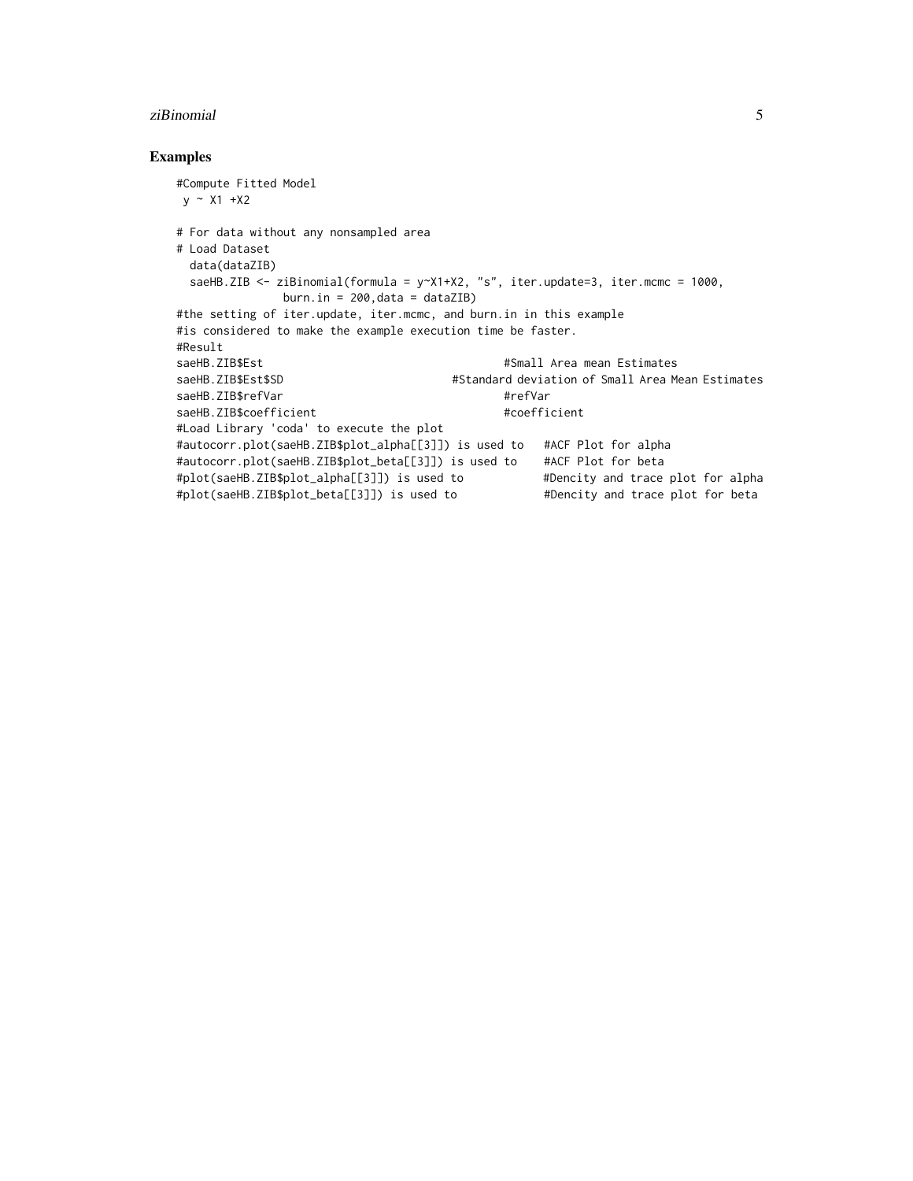## Examples

```
#Compute Fitted Model
 y ~ X1 +X2

# For data without any nonsampled area
# Load Dataset
  data(dataZIB)
  saeHB.ZIB <- ziBinomial(formula = y~X1+X2, "s", iter.update=3, iter.mcmc = 1000,
                burn.in = 200,data = dataZIB)
#the setting of iter.update, iter.mcmc, and burn.in in this example
#is considered to make the example execution time be faster.
#Result
saeHB.ZIB$Est                                    #Small Area mean Estimates
saeHB.ZIB$Est$SD                         #Standard deviation of Small Area Mean Estimates
saeHB.ZIB$refVar                                 #refVar
saeHB.ZIB$coefficient                            #coefficient
#Load Library 'coda' to execute the plot
#autocorr.plot(saeHB.ZIB$plot_alpha[[3]]) is used to   #ACF Plot for alpha
#autocorr.plot(saeHB.ZIB$plot_beta[[3]]) is used to    #ACF Plot for beta
#plot(saeHB.ZIB$plot_alpha[[3]]) is used to            #Dencity and trace plot for alpha
#plot(saeHB.ZIB$plot_beta[[3]]) is used to             #Dencity and trace plot for beta
```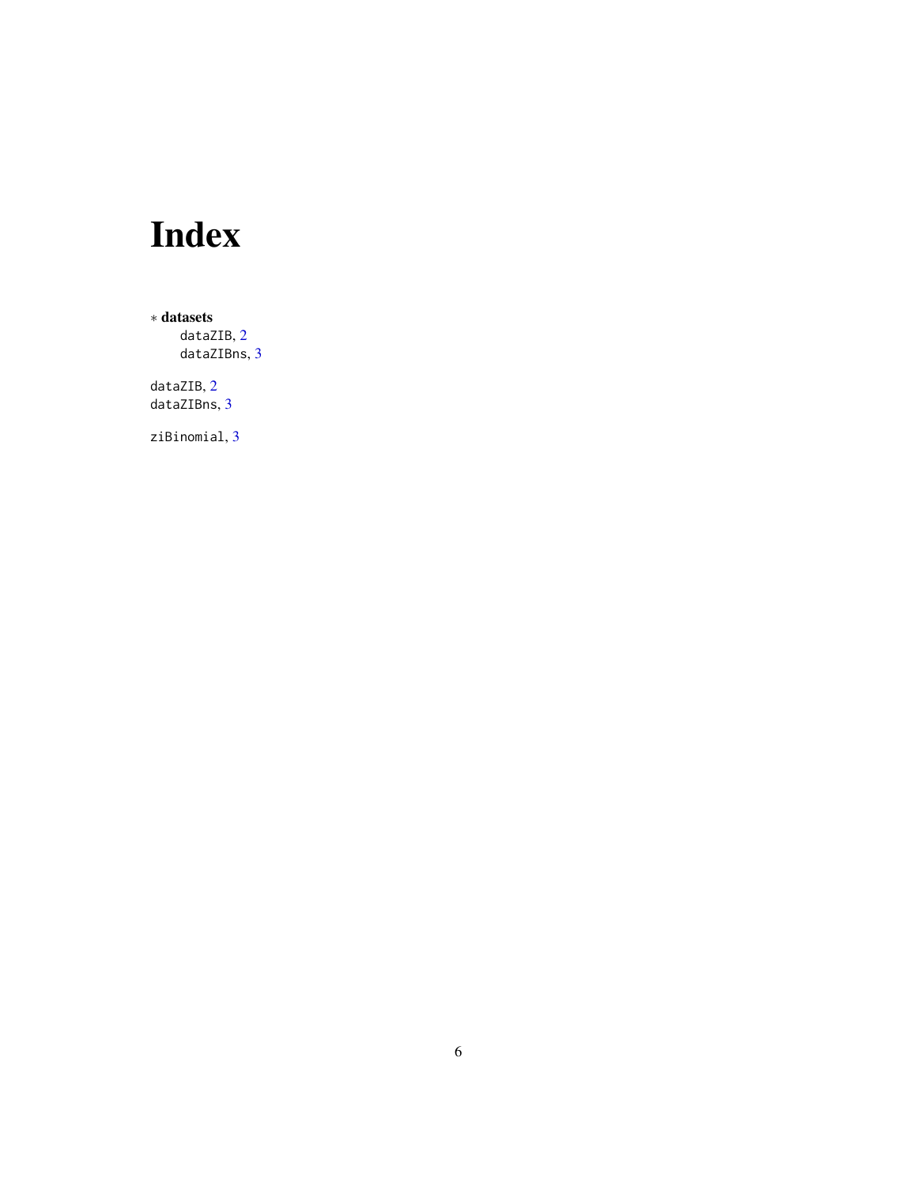# Index

∗ **datasets**
    dataZIB, 2
    dataZIBns, 3

dataZIB, 2
dataZIBns, 3

ziBinomial, 3